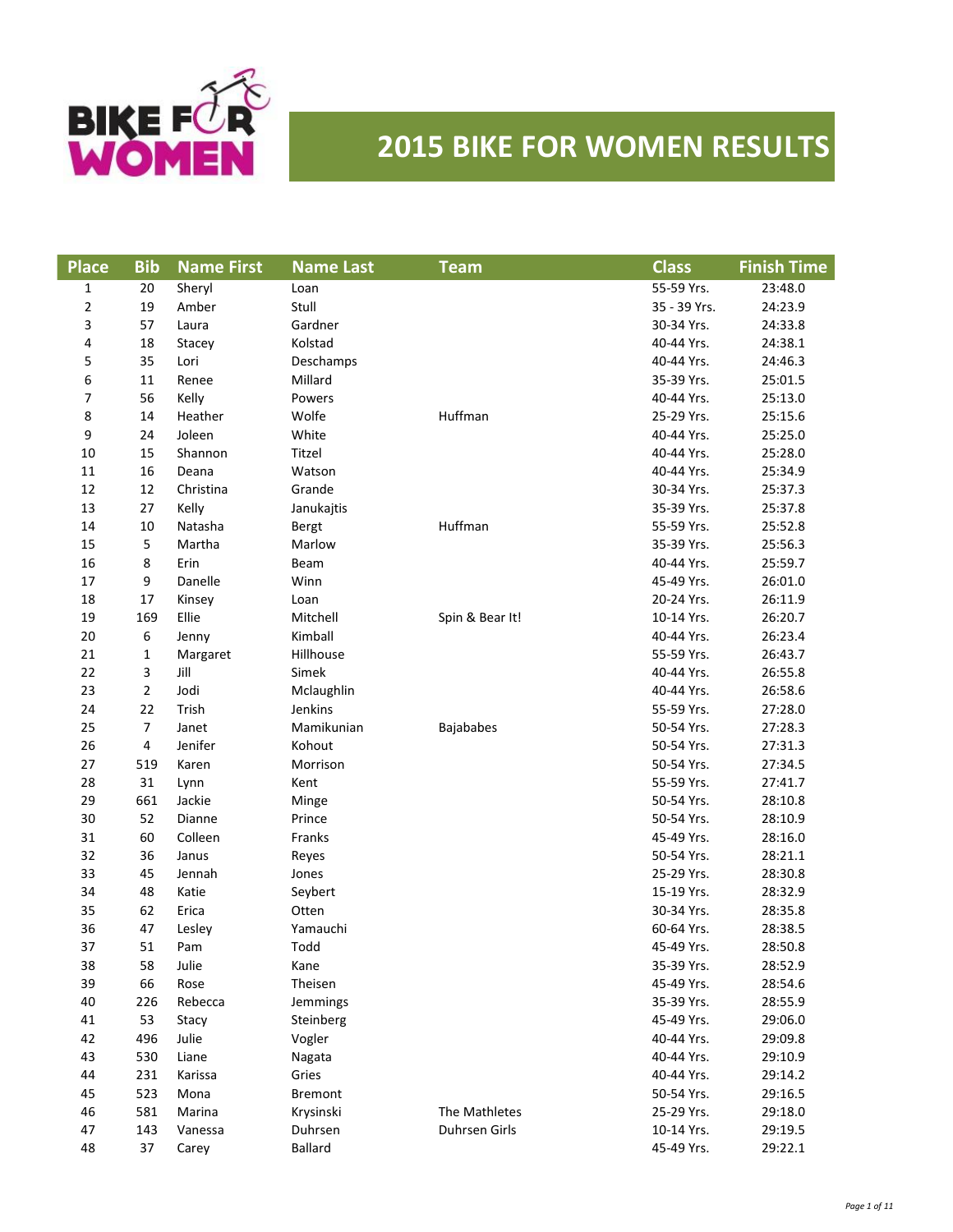# 2015 BIKE FOR WOMEN RESULTS

| Place | Bib | Name First | Name Last | Team | Class | Finish Time |
|---|---|---|---|---|---|---|
| 1 | 20 | Sheryl | Loan | | 55-59 Yrs. | 23:48.0 |
| 2 | 19 | Amber | Stull | | 35 - 39 Yrs. | 24:23.9 |
| 3 | 57 | Laura | Gardner | | 30-34 Yrs. | 24:33.8 |
| 4 | 18 | Stacey | Kolstad | | 40-44 Yrs. | 24:38.1 |
| 5 | 35 | Lori | Deschamps | | 40-44 Yrs. | 24:46.3 |
| 6 | 11 | Renee | Millard | | 35-39 Yrs. | 25:01.5 |
| 7 | 56 | Kelly | Powers | | 40-44 Yrs. | 25:13.0 |
| 8 | 14 | Heather | Wolfe | Huffman | 25-29 Yrs. | 25:15.6 |
| 9 | 24 | Joleen | White | | 40-44 Yrs. | 25:25.0 |
| 10 | 15 | Shannon | Titzel | | 40-44 Yrs. | 25:28.0 |
| 11 | 16 | Deana | Watson | | 40-44 Yrs. | 25:34.9 |
| 12 | 12 | Christina | Grande | | 30-34 Yrs. | 25:37.3 |
| 13 | 27 | Kelly | Janukajtis | | 35-39 Yrs. | 25:37.8 |
| 14 | 10 | Natasha | Bergt | Huffman | 55-59 Yrs. | 25:52.8 |
| 15 | 5 | Martha | Marlow | | 35-39 Yrs. | 25:56.3 |
| 16 | 8 | Erin | Beam | | 40-44 Yrs. | 25:59.7 |
| 17 | 9 | Danelle | Winn | | 45-49 Yrs. | 26:01.0 |
| 18 | 17 | Kinsey | Loan | | 20-24 Yrs. | 26:11.9 |
| 19 | 169 | Ellie | Mitchell | Spin & Bear It! | 10-14 Yrs. | 26:20.7 |
| 20 | 6 | Jenny | Kimball | | 40-44 Yrs. | 26:23.4 |
| 21 | 1 | Margaret | Hillhouse | | 55-59 Yrs. | 26:43.7 |
| 22 | 3 | Jill | Simek | | 40-44 Yrs. | 26:55.8 |
| 23 | 2 | Jodi | Mclaughlin | | 40-44 Yrs. | 26:58.6 |
| 24 | 22 | Trish | Jenkins | | 55-59 Yrs. | 27:28.0 |
| 25 | 7 | Janet | Mamikunian | Bajababes | 50-54 Yrs. | 27:28.3 |
| 26 | 4 | Jenifer | Kohout | | 50-54 Yrs. | 27:31.3 |
| 27 | 519 | Karen | Morrison | | 50-54 Yrs. | 27:34.5 |
| 28 | 31 | Lynn | Kent | | 55-59 Yrs. | 27:41.7 |
| 29 | 661 | Jackie | Minge | | 50-54 Yrs. | 28:10.8 |
| 30 | 52 | Dianne | Prince | | 50-54 Yrs. | 28:10.9 |
| 31 | 60 | Colleen | Franks | | 45-49 Yrs. | 28:16.0 |
| 32 | 36 | Janus | Reyes | | 50-54 Yrs. | 28:21.1 |
| 33 | 45 | Jennah | Jones | | 25-29 Yrs. | 28:30.8 |
| 34 | 48 | Katie | Seybert | | 15-19 Yrs. | 28:32.9 |
| 35 | 62 | Erica | Otten | | 30-34 Yrs. | 28:35.8 |
| 36 | 47 | Lesley | Yamauchi | | 60-64 Yrs. | 28:38.5 |
| 37 | 51 | Pam | Todd | | 45-49 Yrs. | 28:50.8 |
| 38 | 58 | Julie | Kane | | 35-39 Yrs. | 28:52.9 |
| 39 | 66 | Rose | Theisen | | 45-49 Yrs. | 28:54.6 |
| 40 | 226 | Rebecca | Jemmings | | 35-39 Yrs. | 28:55.9 |
| 41 | 53 | Stacy | Steinberg | | 45-49 Yrs. | 29:06.0 |
| 42 | 496 | Julie | Vogler | | 40-44 Yrs. | 29:09.8 |
| 43 | 530 | Liane | Nagata | | 40-44 Yrs. | 29:10.9 |
| 44 | 231 | Karissa | Gries | | 40-44 Yrs. | 29:14.2 |
| 45 | 523 | Mona | Bremont | | 50-54 Yrs. | 29:16.5 |
| 46 | 581 | Marina | Krysinski | The Mathletes | 25-29 Yrs. | 29:18.0 |
| 47 | 143 | Vanessa | Duhrsen | Duhrsen Girls | 10-14 Yrs. | 29:19.5 |
| 48 | 37 | Carey | Ballard | | 45-49 Yrs. | 29:22.1 |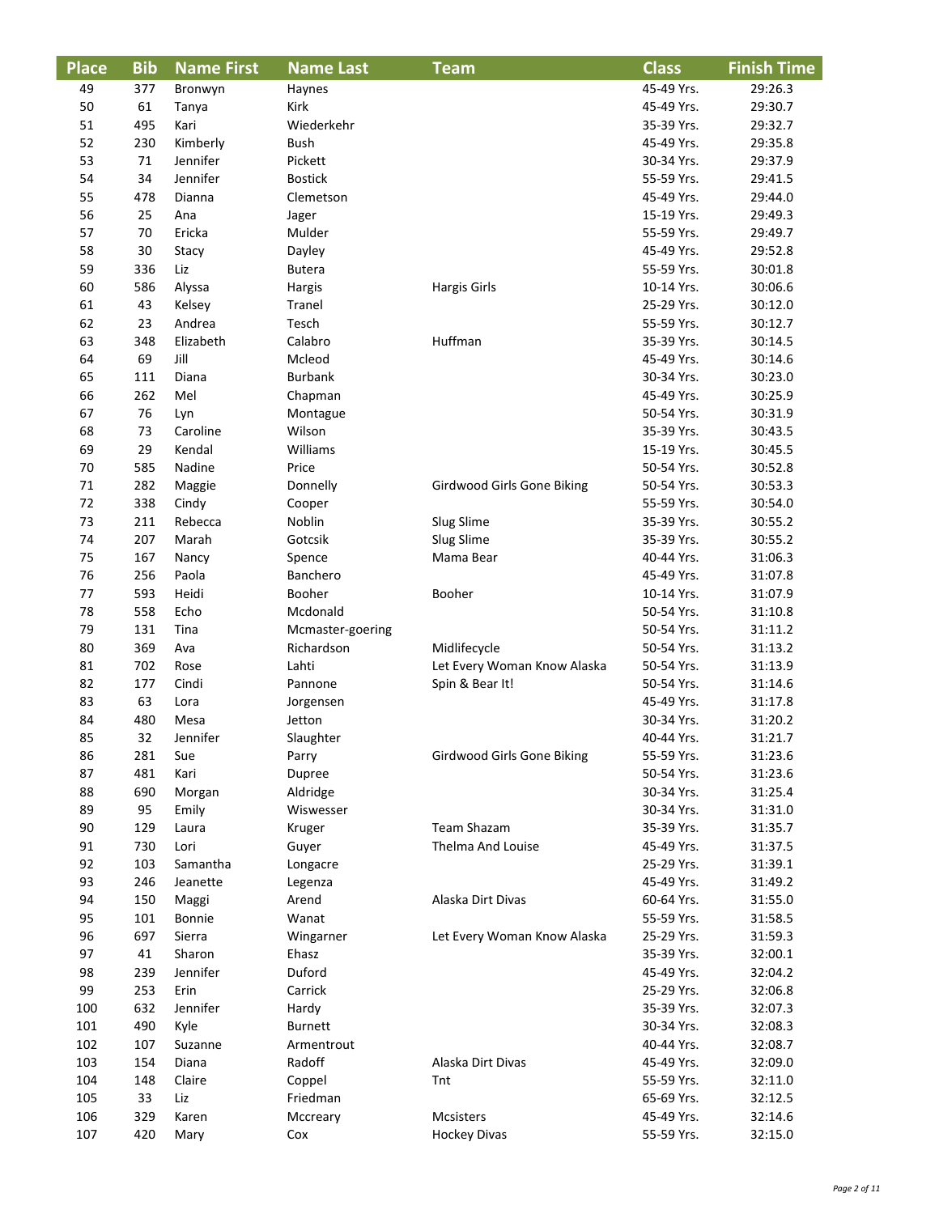| Place | Bib | Name First | Name Last | Team | Class | Finish Time |
|---|---|---|---|---|---|---|
| 49 | 377 | Bronwyn | Haynes | | 45-49 Yrs. | 29:26.3 |
| 50 | 61 | Tanya | Kirk | | 45-49 Yrs. | 29:30.7 |
| 51 | 495 | Kari | Wiederkehr | | 35-39 Yrs. | 29:32.7 |
| 52 | 230 | Kimberly | Bush | | 45-49 Yrs. | 29:35.8 |
| 53 | 71 | Jennifer | Pickett | | 30-34 Yrs. | 29:37.9 |
| 54 | 34 | Jennifer | Bostick | | 55-59 Yrs. | 29:41.5 |
| 55 | 478 | Dianna | Clemetson | | 45-49 Yrs. | 29:44.0 |
| 56 | 25 | Ana | Jager | | 15-19 Yrs. | 29:49.3 |
| 57 | 70 | Ericka | Mulder | | 55-59 Yrs. | 29:49.7 |
| 58 | 30 | Stacy | Dayley | | 45-49 Yrs. | 29:52.8 |
| 59 | 336 | Liz | Butera | | 55-59 Yrs. | 30:01.8 |
| 60 | 586 | Alyssa | Hargis | Hargis Girls | 10-14 Yrs. | 30:06.6 |
| 61 | 43 | Kelsey | Tranel | | 25-29 Yrs. | 30:12.0 |
| 62 | 23 | Andrea | Tesch | | 55-59 Yrs. | 30:12.7 |
| 63 | 348 | Elizabeth | Calabro | Huffman | 35-39 Yrs. | 30:14.5 |
| 64 | 69 | Jill | Mcleod | | 45-49 Yrs. | 30:14.6 |
| 65 | 111 | Diana | Burbank | | 30-34 Yrs. | 30:23.0 |
| 66 | 262 | Mel | Chapman | | 45-49 Yrs. | 30:25.9 |
| 67 | 76 | Lyn | Montague | | 50-54 Yrs. | 30:31.9 |
| 68 | 73 | Caroline | Wilson | | 35-39 Yrs. | 30:43.5 |
| 69 | 29 | Kendal | Williams | | 15-19 Yrs. | 30:45.5 |
| 70 | 585 | Nadine | Price | | 50-54 Yrs. | 30:52.8 |
| 71 | 282 | Maggie | Donnelly | Girdwood Girls Gone Biking | 50-54 Yrs. | 30:53.3 |
| 72 | 338 | Cindy | Cooper | | 55-59 Yrs. | 30:54.0 |
| 73 | 211 | Rebecca | Noblin | Slug Slime | 35-39 Yrs. | 30:55.2 |
| 74 | 207 | Marah | Gotcsik | Slug Slime | 35-39 Yrs. | 30:55.2 |
| 75 | 167 | Nancy | Spence | Mama Bear | 40-44 Yrs. | 31:06.3 |
| 76 | 256 | Paola | Banchero | | 45-49 Yrs. | 31:07.8 |
| 77 | 593 | Heidi | Booher | Booher | 10-14 Yrs. | 31:07.9 |
| 78 | 558 | Echo | Mcdonald | | 50-54 Yrs. | 31:10.8 |
| 79 | 131 | Tina | Mcmaster-goering | | 50-54 Yrs. | 31:11.2 |
| 80 | 369 | Ava | Richardson | Midlifecycle | 50-54 Yrs. | 31:13.2 |
| 81 | 702 | Rose | Lahti | Let Every Woman Know Alaska | 50-54 Yrs. | 31:13.9 |
| 82 | 177 | Cindi | Pannone | Spin & Bear It! | 50-54 Yrs. | 31:14.6 |
| 83 | 63 | Lora | Jorgensen | | 45-49 Yrs. | 31:17.8 |
| 84 | 480 | Mesa | Jetton | | 30-34 Yrs. | 31:20.2 |
| 85 | 32 | Jennifer | Slaughter | | 40-44 Yrs. | 31:21.7 |
| 86 | 281 | Sue | Parry | Girdwood Girls Gone Biking | 55-59 Yrs. | 31:23.6 |
| 87 | 481 | Kari | Dupree | | 50-54 Yrs. | 31:23.6 |
| 88 | 690 | Morgan | Aldridge | | 30-34 Yrs. | 31:25.4 |
| 89 | 95 | Emily | Wiswesser | | 30-34 Yrs. | 31:31.0 |
| 90 | 129 | Laura | Kruger | Team Shazam | 35-39 Yrs. | 31:35.7 |
| 91 | 730 | Lori | Guyer | Thelma And Louise | 45-49 Yrs. | 31:37.5 |
| 92 | 103 | Samantha | Longacre | | 25-29 Yrs. | 31:39.1 |
| 93 | 246 | Jeanette | Legenza | | 45-49 Yrs. | 31:49.2 |
| 94 | 150 | Maggi | Arend | Alaska Dirt Divas | 60-64 Yrs. | 31:55.0 |
| 95 | 101 | Bonnie | Wanat | | 55-59 Yrs. | 31:58.5 |
| 96 | 697 | Sierra | Wingarner | Let Every Woman Know Alaska | 25-29 Yrs. | 31:59.3 |
| 97 | 41 | Sharon | Ehasz | | 35-39 Yrs. | 32:00.1 |
| 98 | 239 | Jennifer | Duford | | 45-49 Yrs. | 32:04.2 |
| 99 | 253 | Erin | Carrick | | 25-29 Yrs. | 32:06.8 |
| 100 | 632 | Jennifer | Hardy | | 35-39 Yrs. | 32:07.3 |
| 101 | 490 | Kyle | Burnett | | 30-34 Yrs. | 32:08.3 |
| 102 | 107 | Suzanne | Armentrout | | 40-44 Yrs. | 32:08.7 |
| 103 | 154 | Diana | Radoff | Alaska Dirt Divas | 45-49 Yrs. | 32:09.0 |
| 104 | 148 | Claire | Coppel | Tnt | 55-59 Yrs. | 32:11.0 |
| 105 | 33 | Liz | Friedman | | 65-69 Yrs. | 32:12.5 |
| 106 | 329 | Karen | Mccreary | Mcsisters | 45-49 Yrs. | 32:14.6 |
| 107 | 420 | Mary | Cox | Hockey Divas | 55-59 Yrs. | 32:15.0 |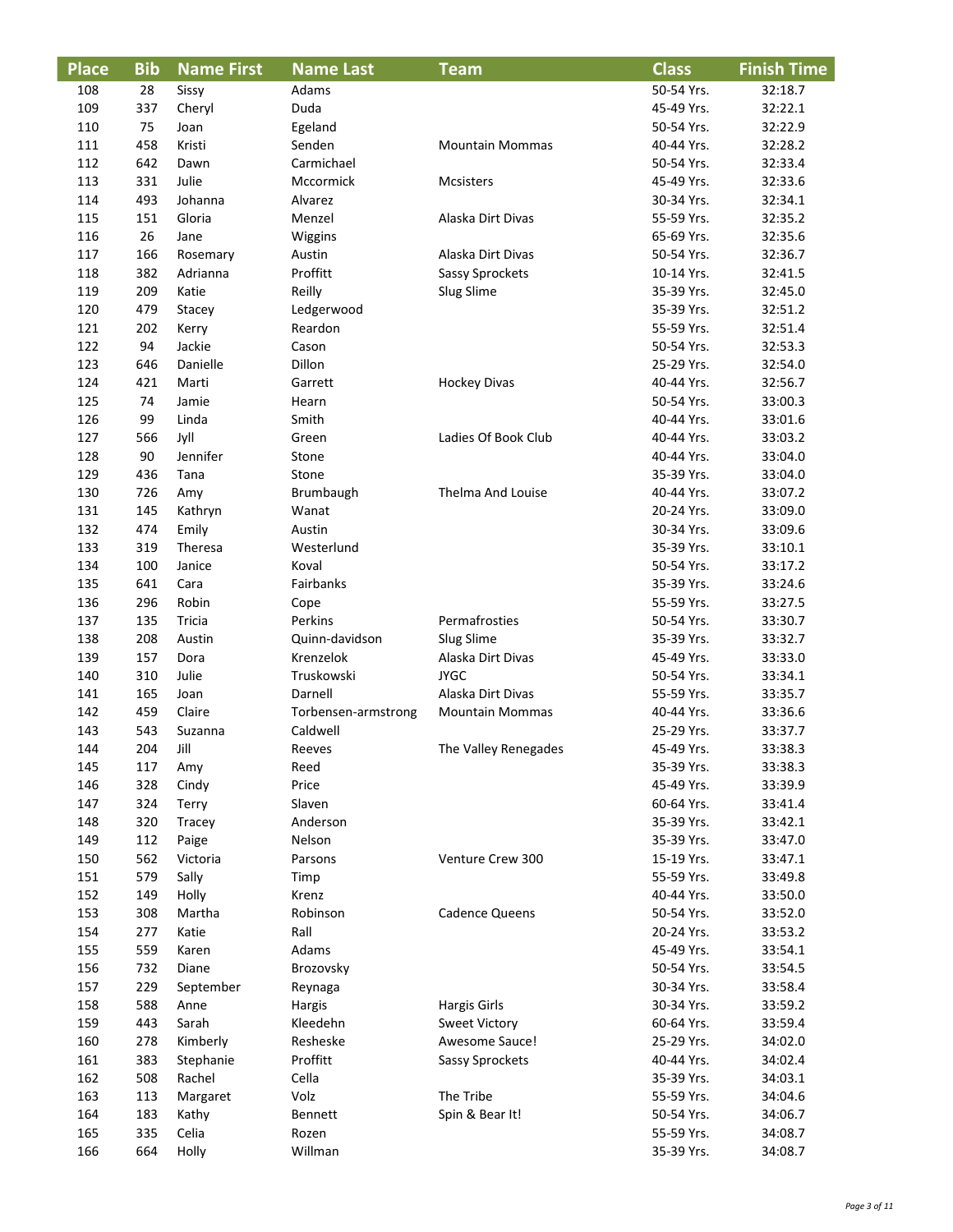| Place | Bib | Name First | Name Last | Team | Class | Finish Time |
|---|---|---|---|---|---|---|
| 108 | 28 | Sissy | Adams | | 50-54 Yrs. | 32:18.7 |
| 109 | 337 | Cheryl | Duda | | 45-49 Yrs. | 32:22.1 |
| 110 | 75 | Joan | Egeland | | 50-54 Yrs. | 32:22.9 |
| 111 | 458 | Kristi | Senden | Mountain Mommas | 40-44 Yrs. | 32:28.2 |
| 112 | 642 | Dawn | Carmichael | | 50-54 Yrs. | 32:33.4 |
| 113 | 331 | Julie | Mccormick | Mcsisters | 45-49 Yrs. | 32:33.6 |
| 114 | 493 | Johanna | Alvarez | | 30-34 Yrs. | 32:34.1 |
| 115 | 151 | Gloria | Menzel | Alaska Dirt Divas | 55-59 Yrs. | 32:35.2 |
| 116 | 26 | Jane | Wiggins | | 65-69 Yrs. | 32:35.6 |
| 117 | 166 | Rosemary | Austin | Alaska Dirt Divas | 50-54 Yrs. | 32:36.7 |
| 118 | 382 | Adrianna | Proffitt | Sassy Sprockets | 10-14 Yrs. | 32:41.5 |
| 119 | 209 | Katie | Reilly | Slug Slime | 35-39 Yrs. | 32:45.0 |
| 120 | 479 | Stacey | Ledgerwood | | 35-39 Yrs. | 32:51.2 |
| 121 | 202 | Kerry | Reardon | | 55-59 Yrs. | 32:51.4 |
| 122 | 94 | Jackie | Cason | | 50-54 Yrs. | 32:53.3 |
| 123 | 646 | Danielle | Dillon | | 25-29 Yrs. | 32:54.0 |
| 124 | 421 | Marti | Garrett | Hockey Divas | 40-44 Yrs. | 32:56.7 |
| 125 | 74 | Jamie | Hearn | | 50-54 Yrs. | 33:00.3 |
| 126 | 99 | Linda | Smith | | 40-44 Yrs. | 33:01.6 |
| 127 | 566 | Jyll | Green | Ladies Of Book Club | 40-44 Yrs. | 33:03.2 |
| 128 | 90 | Jennifer | Stone | | 40-44 Yrs. | 33:04.0 |
| 129 | 436 | Tana | Stone | | 35-39 Yrs. | 33:04.0 |
| 130 | 726 | Amy | Brumbaugh | Thelma And Louise | 40-44 Yrs. | 33:07.2 |
| 131 | 145 | Kathryn | Wanat | | 20-24 Yrs. | 33:09.0 |
| 132 | 474 | Emily | Austin | | 30-34 Yrs. | 33:09.6 |
| 133 | 319 | Theresa | Westerlund | | 35-39 Yrs. | 33:10.1 |
| 134 | 100 | Janice | Koval | | 50-54 Yrs. | 33:17.2 |
| 135 | 641 | Cara | Fairbanks | | 35-39 Yrs. | 33:24.6 |
| 136 | 296 | Robin | Cope | | 55-59 Yrs. | 33:27.5 |
| 137 | 135 | Tricia | Perkins | Permafrosties | 50-54 Yrs. | 33:30.7 |
| 138 | 208 | Austin | Quinn-davidson | Slug Slime | 35-39 Yrs. | 33:32.7 |
| 139 | 157 | Dora | Krenzelok | Alaska Dirt Divas | 45-49 Yrs. | 33:33.0 |
| 140 | 310 | Julie | Truskowski | JYGC | 50-54 Yrs. | 33:34.1 |
| 141 | 165 | Joan | Darnell | Alaska Dirt Divas | 55-59 Yrs. | 33:35.7 |
| 142 | 459 | Claire | Torbensen-armstrong | Mountain Mommas | 40-44 Yrs. | 33:36.6 |
| 143 | 543 | Suzanna | Caldwell | | 25-29 Yrs. | 33:37.7 |
| 144 | 204 | Jill | Reeves | The Valley Renegades | 45-49 Yrs. | 33:38.3 |
| 145 | 117 | Amy | Reed | | 35-39 Yrs. | 33:38.3 |
| 146 | 328 | Cindy | Price | | 45-49 Yrs. | 33:39.9 |
| 147 | 324 | Terry | Slaven | | 60-64 Yrs. | 33:41.4 |
| 148 | 320 | Tracey | Anderson | | 35-39 Yrs. | 33:42.1 |
| 149 | 112 | Paige | Nelson | | 35-39 Yrs. | 33:47.0 |
| 150 | 562 | Victoria | Parsons | Venture Crew 300 | 15-19 Yrs. | 33:47.1 |
| 151 | 579 | Sally | Timp | | 55-59 Yrs. | 33:49.8 |
| 152 | 149 | Holly | Krenz | | 40-44 Yrs. | 33:50.0 |
| 153 | 308 | Martha | Robinson | Cadence Queens | 50-54 Yrs. | 33:52.0 |
| 154 | 277 | Katie | Rall | | 20-24 Yrs. | 33:53.2 |
| 155 | 559 | Karen | Adams | | 45-49 Yrs. | 33:54.1 |
| 156 | 732 | Diane | Brozovsky | | 50-54 Yrs. | 33:54.5 |
| 157 | 229 | September | Reynaga | | 30-34 Yrs. | 33:58.4 |
| 158 | 588 | Anne | Hargis | Hargis Girls | 30-34 Yrs. | 33:59.2 |
| 159 | 443 | Sarah | Kleedehn | Sweet Victory | 60-64 Yrs. | 33:59.4 |
| 160 | 278 | Kimberly | Resheske | Awesome Sauce! | 25-29 Yrs. | 34:02.0 |
| 161 | 383 | Stephanie | Proffitt | Sassy Sprockets | 40-44 Yrs. | 34:02.4 |
| 162 | 508 | Rachel | Cella | | 35-39 Yrs. | 34:03.1 |
| 163 | 113 | Margaret | Volz | The Tribe | 55-59 Yrs. | 34:04.6 |
| 164 | 183 | Kathy | Bennett | Spin & Bear It! | 50-54 Yrs. | 34:06.7 |
| 165 | 335 | Celia | Rozen | | 55-59 Yrs. | 34:08.7 |
| 166 | 664 | Holly | Willman | | 35-39 Yrs. | 34:08.7 |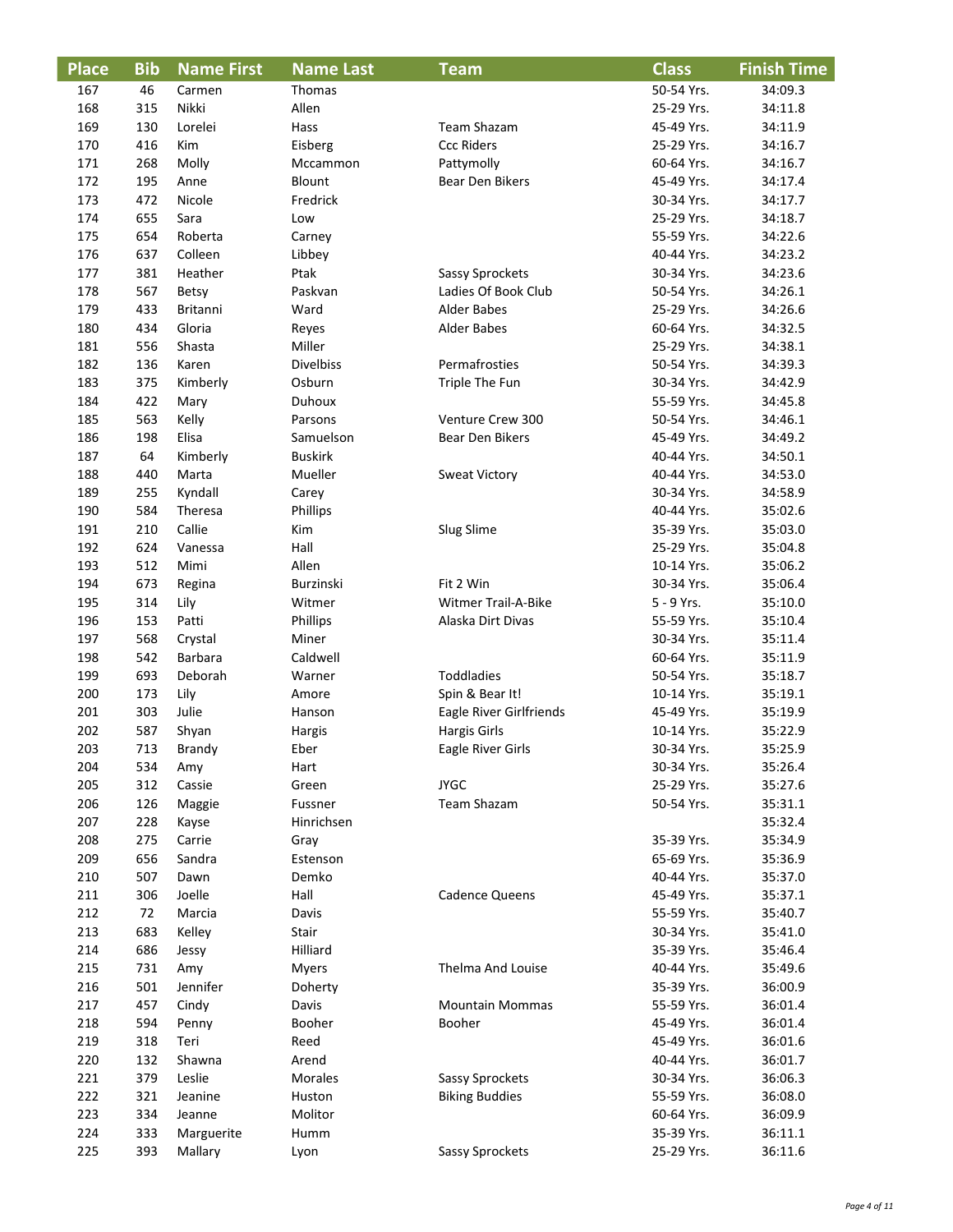| Place | Bib | Name First | Name Last | Team | Class | Finish Time |
|---|---|---|---|---|---|---|
| 167 | 46 | Carmen | Thomas | | 50-54 Yrs. | 34:09.3 |
| 168 | 315 | Nikki | Allen | | 25-29 Yrs. | 34:11.8 |
| 169 | 130 | Lorelei | Hass | Team Shazam | 45-49 Yrs. | 34:11.9 |
| 170 | 416 | Kim | Eisberg | Ccc Riders | 25-29 Yrs. | 34:16.7 |
| 171 | 268 | Molly | Mccammon | Pattymolly | 60-64 Yrs. | 34:16.7 |
| 172 | 195 | Anne | Blount | Bear Den Bikers | 45-49 Yrs. | 34:17.4 |
| 173 | 472 | Nicole | Fredrick | | 30-34 Yrs. | 34:17.7 |
| 174 | 655 | Sara | Low | | 25-29 Yrs. | 34:18.7 |
| 175 | 654 | Roberta | Carney | | 55-59 Yrs. | 34:22.6 |
| 176 | 637 | Colleen | Libbey | | 40-44 Yrs. | 34:23.2 |
| 177 | 381 | Heather | Ptak | Sassy Sprockets | 30-34 Yrs. | 34:23.6 |
| 178 | 567 | Betsy | Paskvan | Ladies Of Book Club | 50-54 Yrs. | 34:26.1 |
| 179 | 433 | Britanni | Ward | Alder Babes | 25-29 Yrs. | 34:26.6 |
| 180 | 434 | Gloria | Reyes | Alder Babes | 60-64 Yrs. | 34:32.5 |
| 181 | 556 | Shasta | Miller | | 25-29 Yrs. | 34:38.1 |
| 182 | 136 | Karen | Divelbiss | Permafrosties | 50-54 Yrs. | 34:39.3 |
| 183 | 375 | Kimberly | Osburn | Triple The Fun | 30-34 Yrs. | 34:42.9 |
| 184 | 422 | Mary | Duhoux | | 55-59 Yrs. | 34:45.8 |
| 185 | 563 | Kelly | Parsons | Venture Crew 300 | 50-54 Yrs. | 34:46.1 |
| 186 | 198 | Elisa | Samuelson | Bear Den Bikers | 45-49 Yrs. | 34:49.2 |
| 187 | 64 | Kimberly | Buskirk | | 40-44 Yrs. | 34:50.1 |
| 188 | 440 | Marta | Mueller | Sweat Victory | 40-44 Yrs. | 34:53.0 |
| 189 | 255 | Kyndall | Carey | | 30-34 Yrs. | 34:58.9 |
| 190 | 584 | Theresa | Phillips | | 40-44 Yrs. | 35:02.6 |
| 191 | 210 | Callie | Kim | Slug Slime | 35-39 Yrs. | 35:03.0 |
| 192 | 624 | Vanessa | Hall | | 25-29 Yrs. | 35:04.8 |
| 193 | 512 | Mimi | Allen | | 10-14 Yrs. | 35:06.2 |
| 194 | 673 | Regina | Burzinski | Fit 2 Win | 30-34 Yrs. | 35:06.4 |
| 195 | 314 | Lily | Witmer | Witmer Trail-A-Bike | 5 - 9 Yrs. | 35:10.0 |
| 196 | 153 | Patti | Phillips | Alaska Dirt Divas | 55-59 Yrs. | 35:10.4 |
| 197 | 568 | Crystal | Miner | | 30-34 Yrs. | 35:11.4 |
| 198 | 542 | Barbara | Caldwell | | 60-64 Yrs. | 35:11.9 |
| 199 | 693 | Deborah | Warner | Toddladies | 50-54 Yrs. | 35:18.7 |
| 200 | 173 | Lily | Amore | Spin & Bear It! | 10-14 Yrs. | 35:19.1 |
| 201 | 303 | Julie | Hanson | Eagle River Girlfriends | 45-49 Yrs. | 35:19.9 |
| 202 | 587 | Shyan | Hargis | Hargis Girls | 10-14 Yrs. | 35:22.9 |
| 203 | 713 | Brandy | Eber | Eagle River Girls | 30-34 Yrs. | 35:25.9 |
| 204 | 534 | Amy | Hart | | 30-34 Yrs. | 35:26.4 |
| 205 | 312 | Cassie | Green | JYGC | 25-29 Yrs. | 35:27.6 |
| 206 | 126 | Maggie | Fussner | Team Shazam | 50-54 Yrs. | 35:31.1 |
| 207 | 228 | Kayse | Hinrichsen | | | 35:32.4 |
| 208 | 275 | Carrie | Gray | | 35-39 Yrs. | 35:34.9 |
| 209 | 656 | Sandra | Estenson | | 65-69 Yrs. | 35:36.9 |
| 210 | 507 | Dawn | Demko | | 40-44 Yrs. | 35:37.0 |
| 211 | 306 | Joelle | Hall | Cadence Queens | 45-49 Yrs. | 35:37.1 |
| 212 | 72 | Marcia | Davis | | 55-59 Yrs. | 35:40.7 |
| 213 | 683 | Kelley | Stair | | 30-34 Yrs. | 35:41.0 |
| 214 | 686 | Jessy | Hilliard | | 35-39 Yrs. | 35:46.4 |
| 215 | 731 | Amy | Myers | Thelma And Louise | 40-44 Yrs. | 35:49.6 |
| 216 | 501 | Jennifer | Doherty | | 35-39 Yrs. | 36:00.9 |
| 217 | 457 | Cindy | Davis | Mountain Mommas | 55-59 Yrs. | 36:01.4 |
| 218 | 594 | Penny | Booher | Booher | 45-49 Yrs. | 36:01.4 |
| 219 | 318 | Teri | Reed | | 45-49 Yrs. | 36:01.6 |
| 220 | 132 | Shawna | Arend | | 40-44 Yrs. | 36:01.7 |
| 221 | 379 | Leslie | Morales | Sassy Sprockets | 30-34 Yrs. | 36:06.3 |
| 222 | 321 | Jeanine | Huston | Biking Buddies | 55-59 Yrs. | 36:08.0 |
| 223 | 334 | Jeanne | Molitor | | 60-64 Yrs. | 36:09.9 |
| 224 | 333 | Marguerite | Humm | | 35-39 Yrs. | 36:11.1 |
| 225 | 393 | Mallary | Lyon | Sassy Sprockets | 25-29 Yrs. | 36:11.6 |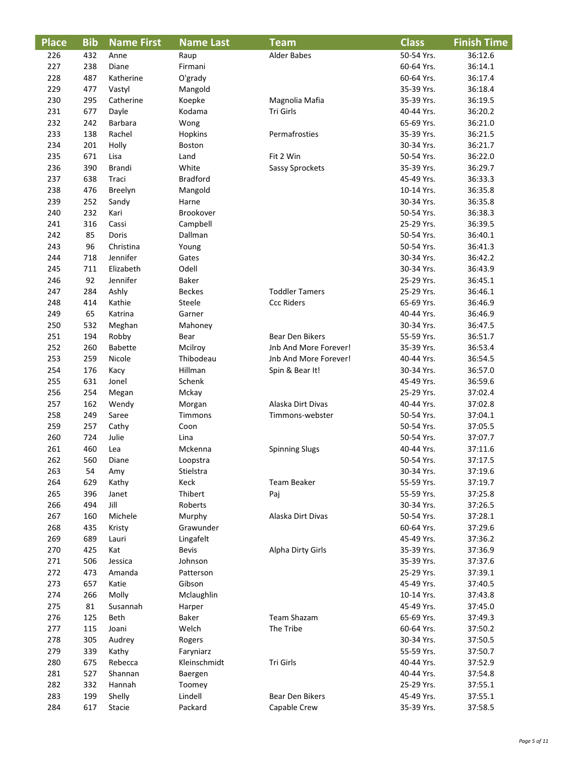| Place | Bib | Name First | Name Last | Team | Class | Finish Time |
|---|---|---|---|---|---|---|
| 226 | 432 | Anne | Raup | Alder Babes | 50-54 Yrs. | 36:12.6 |
| 227 | 238 | Diane | Firmani | | 60-64 Yrs. | 36:14.1 |
| 228 | 487 | Katherine | O'grady | | 60-64 Yrs. | 36:17.4 |
| 229 | 477 | Vastyl | Mangold | | 35-39 Yrs. | 36:18.4 |
| 230 | 295 | Catherine | Koepke | Magnolia Mafia | 35-39 Yrs. | 36:19.5 |
| 231 | 677 | Dayle | Kodama | Tri Girls | 40-44 Yrs. | 36:20.2 |
| 232 | 242 | Barbara | Wong | | 65-69 Yrs. | 36:21.0 |
| 233 | 138 | Rachel | Hopkins | Permafrosties | 35-39 Yrs. | 36:21.5 |
| 234 | 201 | Holly | Boston | | 30-34 Yrs. | 36:21.7 |
| 235 | 671 | Lisa | Land | Fit 2 Win | 50-54 Yrs. | 36:22.0 |
| 236 | 390 | Brandi | White | Sassy Sprockets | 35-39 Yrs. | 36:29.7 |
| 237 | 638 | Traci | Bradford | | 45-49 Yrs. | 36:33.3 |
| 238 | 476 | Breelyn | Mangold | | 10-14 Yrs. | 36:35.8 |
| 239 | 252 | Sandy | Harne | | 30-34 Yrs. | 36:35.8 |
| 240 | 232 | Kari | Brookover | | 50-54 Yrs. | 36:38.3 |
| 241 | 316 | Cassi | Campbell | | 25-29 Yrs. | 36:39.5 |
| 242 | 85 | Doris | Dallman | | 50-54 Yrs. | 36:40.1 |
| 243 | 96 | Christina | Young | | 50-54 Yrs. | 36:41.3 |
| 244 | 718 | Jennifer | Gates | | 30-34 Yrs. | 36:42.2 |
| 245 | 711 | Elizabeth | Odell | | 30-34 Yrs. | 36:43.9 |
| 246 | 92 | Jennifer | Baker | | 25-29 Yrs. | 36:45.1 |
| 247 | 284 | Ashly | Beckes | Toddler Tamers | 25-29 Yrs. | 36:46.1 |
| 248 | 414 | Kathie | Steele | Ccc Riders | 65-69 Yrs. | 36:46.9 |
| 249 | 65 | Katrina | Garner | | 40-44 Yrs. | 36:46.9 |
| 250 | 532 | Meghan | Mahoney | | 30-34 Yrs. | 36:47.5 |
| 251 | 194 | Robby | Bear | Bear Den Bikers | 55-59 Yrs. | 36:51.7 |
| 252 | 260 | Babette | Mcilroy | Jnb And More Forever! | 35-39 Yrs. | 36:53.4 |
| 253 | 259 | Nicole | Thibodeau | Jnb And More Forever! | 40-44 Yrs. | 36:54.5 |
| 254 | 176 | Kacy | Hillman | Spin & Bear It! | 30-34 Yrs. | 36:57.0 |
| 255 | 631 | Jonel | Schenk | | 45-49 Yrs. | 36:59.6 |
| 256 | 254 | Megan | Mckay | | 25-29 Yrs. | 37:02.4 |
| 257 | 162 | Wendy | Morgan | Alaska Dirt Divas | 40-44 Yrs. | 37:02.8 |
| 258 | 249 | Saree | Timmons | Timmons-webster | 50-54 Yrs. | 37:04.1 |
| 259 | 257 | Cathy | Coon | | 50-54 Yrs. | 37:05.5 |
| 260 | 724 | Julie | Lina | | 50-54 Yrs. | 37:07.7 |
| 261 | 460 | Lea | Mckenna | Spinning Slugs | 40-44 Yrs. | 37:11.6 |
| 262 | 560 | Diane | Loopstra | | 50-54 Yrs. | 37:17.5 |
| 263 | 54 | Amy | Stielstra | | 30-34 Yrs. | 37:19.6 |
| 264 | 629 | Kathy | Keck | Team Beaker | 55-59 Yrs. | 37:19.7 |
| 265 | 396 | Janet | Thibert | Paj | 55-59 Yrs. | 37:25.8 |
| 266 | 494 | Jill | Roberts | | 30-34 Yrs. | 37:26.5 |
| 267 | 160 | Michele | Murphy | Alaska Dirt Divas | 50-54 Yrs. | 37:28.1 |
| 268 | 435 | Kristy | Grawunder | | 60-64 Yrs. | 37:29.6 |
| 269 | 689 | Lauri | Lingafelt | | 45-49 Yrs. | 37:36.2 |
| 270 | 425 | Kat | Bevis | Alpha Dirty Girls | 35-39 Yrs. | 37:36.9 |
| 271 | 506 | Jessica | Johnson | | 35-39 Yrs. | 37:37.6 |
| 272 | 473 | Amanda | Patterson | | 25-29 Yrs. | 37:39.1 |
| 273 | 657 | Katie | Gibson | | 45-49 Yrs. | 37:40.5 |
| 274 | 266 | Molly | Mclaughlin | | 10-14 Yrs. | 37:43.8 |
| 275 | 81 | Susannah | Harper | | 45-49 Yrs. | 37:45.0 |
| 276 | 125 | Beth | Baker | Team Shazam | 65-69 Yrs. | 37:49.3 |
| 277 | 115 | Joani | Welch | The Tribe | 60-64 Yrs. | 37:50.2 |
| 278 | 305 | Audrey | Rogers | | 30-34 Yrs. | 37:50.5 |
| 279 | 339 | Kathy | Faryniarz | | 55-59 Yrs. | 37:50.7 |
| 280 | 675 | Rebecca | Kleinschmidt | Tri Girls | 40-44 Yrs. | 37:52.9 |
| 281 | 527 | Shannan | Baergen | | 40-44 Yrs. | 37:54.8 |
| 282 | 332 | Hannah | Toomey | | 25-29 Yrs. | 37:55.1 |
| 283 | 199 | Shelly | Lindell | Bear Den Bikers | 45-49 Yrs. | 37:55.1 |
| 284 | 617 | Stacie | Packard | Capable Crew | 35-39 Yrs. | 37:58.5 |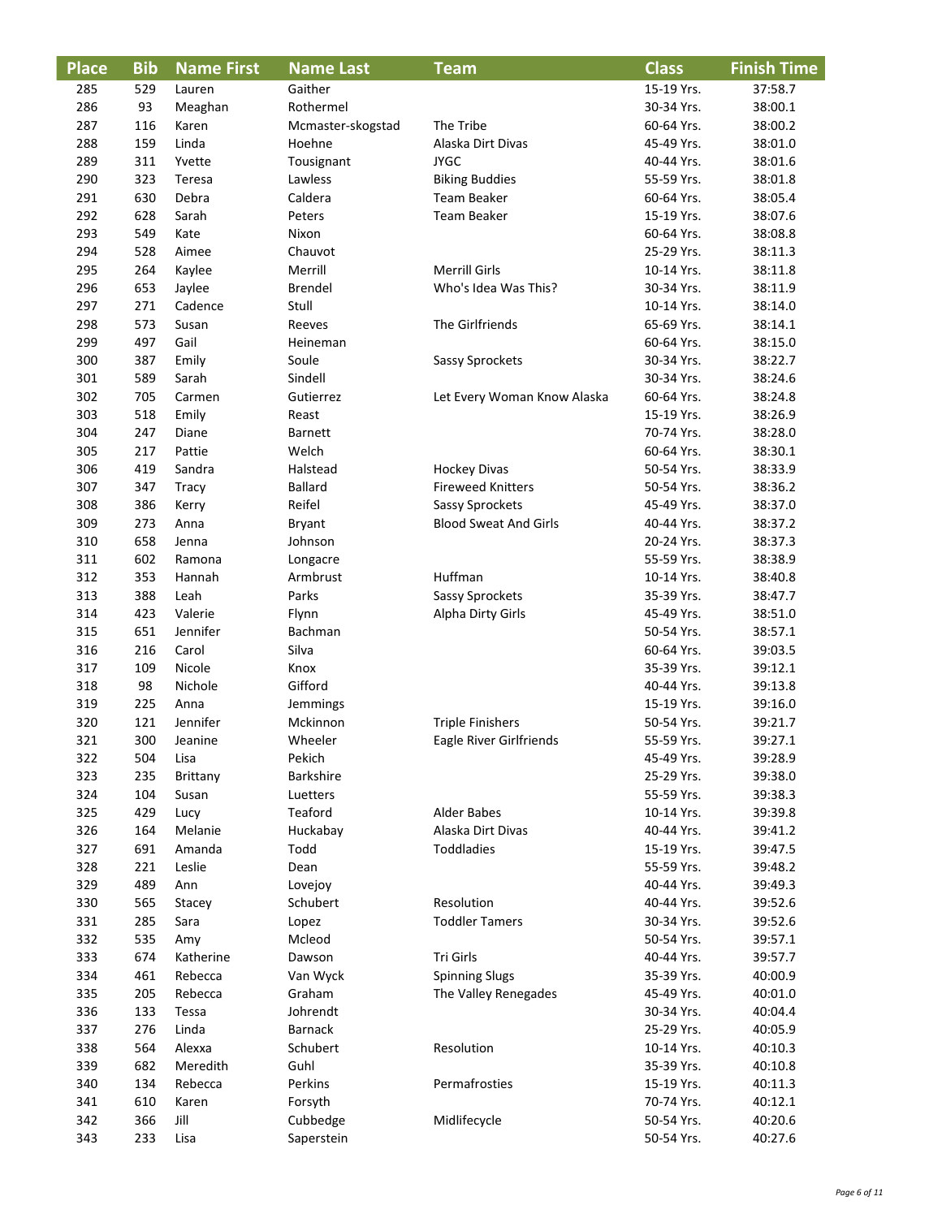| Place | Bib | Name First | Name Last | Team | Class | Finish Time |
|---|---|---|---|---|---|---|
| 285 | 529 | Lauren | Gaither | | 15-19 Yrs. | 37:58.7 |
| 286 | 93 | Meaghan | Rothermel | | 30-34 Yrs. | 38:00.1 |
| 287 | 116 | Karen | Mcmaster-skogstad | The Tribe | 60-64 Yrs. | 38:00.2 |
| 288 | 159 | Linda | Hoehne | Alaska Dirt Divas | 45-49 Yrs. | 38:01.0 |
| 289 | 311 | Yvette | Tousignant | JYGC | 40-44 Yrs. | 38:01.6 |
| 290 | 323 | Teresa | Lawless | Biking Buddies | 55-59 Yrs. | 38:01.8 |
| 291 | 630 | Debra | Caldera | Team Beaker | 60-64 Yrs. | 38:05.4 |
| 292 | 628 | Sarah | Peters | Team Beaker | 15-19 Yrs. | 38:07.6 |
| 293 | 549 | Kate | Nixon | | 60-64 Yrs. | 38:08.8 |
| 294 | 528 | Aimee | Chauvot | | 25-29 Yrs. | 38:11.3 |
| 295 | 264 | Kaylee | Merrill | Merrill Girls | 10-14 Yrs. | 38:11.8 |
| 296 | 653 | Jaylee | Brendel | Who's Idea Was This? | 30-34 Yrs. | 38:11.9 |
| 297 | 271 | Cadence | Stull | | 10-14 Yrs. | 38:14.0 |
| 298 | 573 | Susan | Reeves | The Girlfriends | 65-69 Yrs. | 38:14.1 |
| 299 | 497 | Gail | Heineman | | 60-64 Yrs. | 38:15.0 |
| 300 | 387 | Emily | Soule | Sassy Sprockets | 30-34 Yrs. | 38:22.7 |
| 301 | 589 | Sarah | Sindell | | 30-34 Yrs. | 38:24.6 |
| 302 | 705 | Carmen | Gutierrez | Let Every Woman Know Alaska | 60-64 Yrs. | 38:24.8 |
| 303 | 518 | Emily | Reast | | 15-19 Yrs. | 38:26.9 |
| 304 | 247 | Diane | Barnett | | 70-74 Yrs. | 38:28.0 |
| 305 | 217 | Pattie | Welch | | 60-64 Yrs. | 38:30.1 |
| 306 | 419 | Sandra | Halstead | Hockey Divas | 50-54 Yrs. | 38:33.9 |
| 307 | 347 | Tracy | Ballard | Fireweed Knitters | 50-54 Yrs. | 38:36.2 |
| 308 | 386 | Kerry | Reifel | Sassy Sprockets | 45-49 Yrs. | 38:37.0 |
| 309 | 273 | Anna | Bryant | Blood Sweat And Girls | 40-44 Yrs. | 38:37.2 |
| 310 | 658 | Jenna | Johnson | | 20-24 Yrs. | 38:37.3 |
| 311 | 602 | Ramona | Longacre | | 55-59 Yrs. | 38:38.9 |
| 312 | 353 | Hannah | Armbrust | Huffman | 10-14 Yrs. | 38:40.8 |
| 313 | 388 | Leah | Parks | Sassy Sprockets | 35-39 Yrs. | 38:47.7 |
| 314 | 423 | Valerie | Flynn | Alpha Dirty Girls | 45-49 Yrs. | 38:51.0 |
| 315 | 651 | Jennifer | Bachman | | 50-54 Yrs. | 38:57.1 |
| 316 | 216 | Carol | Silva | | 60-64 Yrs. | 39:03.5 |
| 317 | 109 | Nicole | Knox | | 35-39 Yrs. | 39:12.1 |
| 318 | 98 | Nichole | Gifford | | 40-44 Yrs. | 39:13.8 |
| 319 | 225 | Anna | Jemmings | | 15-19 Yrs. | 39:16.0 |
| 320 | 121 | Jennifer | Mckinnon | Triple Finishers | 50-54 Yrs. | 39:21.7 |
| 321 | 300 | Jeanine | Wheeler | Eagle River Girlfriends | 55-59 Yrs. | 39:27.1 |
| 322 | 504 | Lisa | Pekich | | 45-49 Yrs. | 39:28.9 |
| 323 | 235 | Brittany | Barkshire | | 25-29 Yrs. | 39:38.0 |
| 324 | 104 | Susan | Luetters | | 55-59 Yrs. | 39:38.3 |
| 325 | 429 | Lucy | Teaford | Alder Babes | 10-14 Yrs. | 39:39.8 |
| 326 | 164 | Melanie | Huckabay | Alaska Dirt Divas | 40-44 Yrs. | 39:41.2 |
| 327 | 691 | Amanda | Todd | Toddladies | 15-19 Yrs. | 39:47.5 |
| 328 | 221 | Leslie | Dean | | 55-59 Yrs. | 39:48.2 |
| 329 | 489 | Ann | Lovejoy | | 40-44 Yrs. | 39:49.3 |
| 330 | 565 | Stacey | Schubert | Resolution | 40-44 Yrs. | 39:52.6 |
| 331 | 285 | Sara | Lopez | Toddler Tamers | 30-34 Yrs. | 39:52.6 |
| 332 | 535 | Amy | Mcleod | | 50-54 Yrs. | 39:57.1 |
| 333 | 674 | Katherine | Dawson | Tri Girls | 40-44 Yrs. | 39:57.7 |
| 334 | 461 | Rebecca | Van Wyck | Spinning Slugs | 35-39 Yrs. | 40:00.9 |
| 335 | 205 | Rebecca | Graham | The Valley Renegades | 45-49 Yrs. | 40:01.0 |
| 336 | 133 | Tessa | Johrendt | | 30-34 Yrs. | 40:04.4 |
| 337 | 276 | Linda | Barnack | | 25-29 Yrs. | 40:05.9 |
| 338 | 564 | Alexxa | Schubert | Resolution | 10-14 Yrs. | 40:10.3 |
| 339 | 682 | Meredith | Guhl | | 35-39 Yrs. | 40:10.8 |
| 340 | 134 | Rebecca | Perkins | Permafrosties | 15-19 Yrs. | 40:11.3 |
| 341 | 610 | Karen | Forsyth | | 70-74 Yrs. | 40:12.1 |
| 342 | 366 | Jill | Cubbedge | Midlifecycle | 50-54 Yrs. | 40:20.6 |
| 343 | 233 | Lisa | Saperstein | | 50-54 Yrs. | 40:27.6 |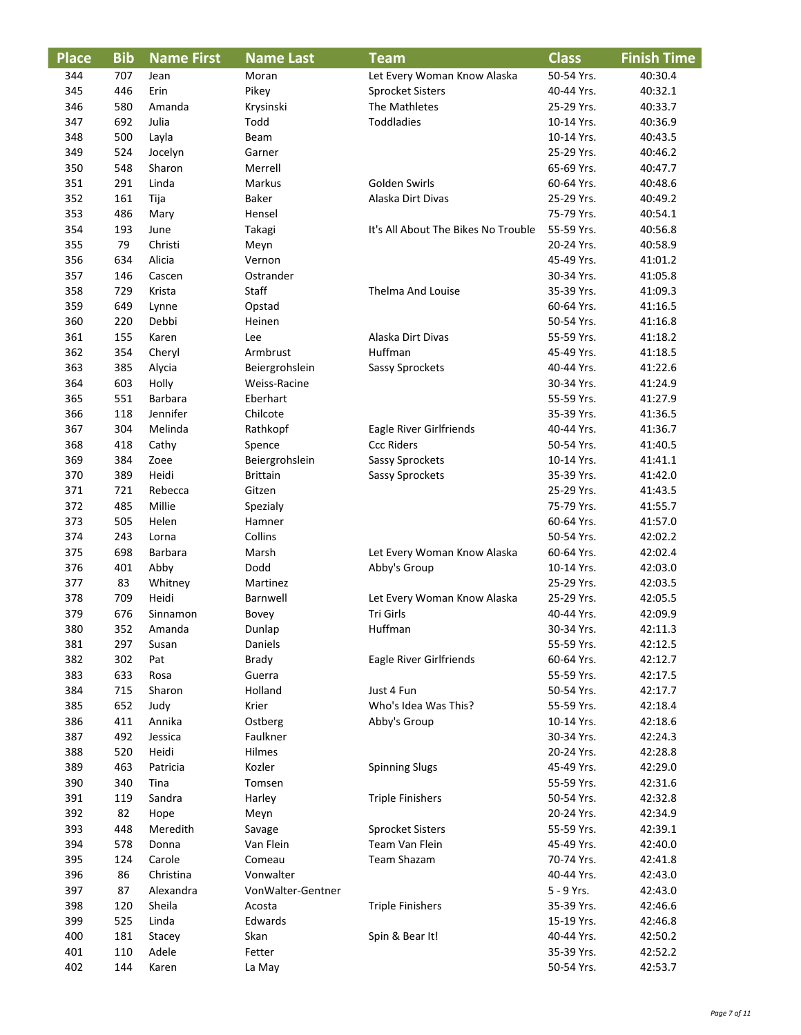| Place | Bib | Name First | Name Last | Team | Class | Finish Time |
|---|---|---|---|---|---|---|
| 344 | 707 | Jean | Moran | Let Every Woman Know Alaska | 50-54 Yrs. | 40:30.4 |
| 345 | 446 | Erin | Pikey | Sprocket Sisters | 40-44 Yrs. | 40:32.1 |
| 346 | 580 | Amanda | Krysinski | The Mathletes | 25-29 Yrs. | 40:33.7 |
| 347 | 692 | Julia | Todd | Toddladies | 10-14 Yrs. | 40:36.9 |
| 348 | 500 | Layla | Beam | | 10-14 Yrs. | 40:43.5 |
| 349 | 524 | Jocelyn | Garner | | 25-29 Yrs. | 40:46.2 |
| 350 | 548 | Sharon | Merrell | | 65-69 Yrs. | 40:47.7 |
| 351 | 291 | Linda | Markus | Golden Swirls | 60-64 Yrs. | 40:48.6 |
| 352 | 161 | Tija | Baker | Alaska Dirt Divas | 25-29 Yrs. | 40:49.2 |
| 353 | 486 | Mary | Hensel | | 75-79 Yrs. | 40:54.1 |
| 354 | 193 | June | Takagi | It's All About The Bikes No Trouble | 55-59 Yrs. | 40:56.8 |
| 355 | 79 | Christi | Meyn | | 20-24 Yrs. | 40:58.9 |
| 356 | 634 | Alicia | Vernon | | 45-49 Yrs. | 41:01.2 |
| 357 | 146 | Cascen | Ostrander | | 30-34 Yrs. | 41:05.8 |
| 358 | 729 | Krista | Staff | Thelma And Louise | 35-39 Yrs. | 41:09.3 |
| 359 | 649 | Lynne | Opstad | | 60-64 Yrs. | 41:16.5 |
| 360 | 220 | Debbi | Heinen | | 50-54 Yrs. | 41:16.8 |
| 361 | 155 | Karen | Lee | Alaska Dirt Divas | 55-59 Yrs. | 41:18.2 |
| 362 | 354 | Cheryl | Armbrust | Huffman | 45-49 Yrs. | 41:18.5 |
| 363 | 385 | Alycia | Beiergrohslein | Sassy Sprockets | 40-44 Yrs. | 41:22.6 |
| 364 | 603 | Holly | Weiss-Racine | | 30-34 Yrs. | 41:24.9 |
| 365 | 551 | Barbara | Eberhart | | 55-59 Yrs. | 41:27.9 |
| 366 | 118 | Jennifer | Chilcote | | 35-39 Yrs. | 41:36.5 |
| 367 | 304 | Melinda | Rathkopf | Eagle River Girlfriends | 40-44 Yrs. | 41:36.7 |
| 368 | 418 | Cathy | Spence | Ccc Riders | 50-54 Yrs. | 41:40.5 |
| 369 | 384 | Zoee | Beiergrohslein | Sassy Sprockets | 10-14 Yrs. | 41:41.1 |
| 370 | 389 | Heidi | Brittain | Sassy Sprockets | 35-39 Yrs. | 41:42.0 |
| 371 | 721 | Rebecca | Gitzen | | 25-29 Yrs. | 41:43.5 |
| 372 | 485 | Millie | Spezialy | | 75-79 Yrs. | 41:55.7 |
| 373 | 505 | Helen | Hamner | | 60-64 Yrs. | 41:57.0 |
| 374 | 243 | Lorna | Collins | | 50-54 Yrs. | 42:02.2 |
| 375 | 698 | Barbara | Marsh | Let Every Woman Know Alaska | 60-64 Yrs. | 42:02.4 |
| 376 | 401 | Abby | Dodd | Abby's Group | 10-14 Yrs. | 42:03.0 |
| 377 | 83 | Whitney | Martinez | | 25-29 Yrs. | 42:03.5 |
| 378 | 709 | Heidi | Barnwell | Let Every Woman Know Alaska | 25-29 Yrs. | 42:05.5 |
| 379 | 676 | Sinnamon | Bovey | Tri Girls | 40-44 Yrs. | 42:09.9 |
| 380 | 352 | Amanda | Dunlap | Huffman | 30-34 Yrs. | 42:11.3 |
| 381 | 297 | Susan | Daniels | | 55-59 Yrs. | 42:12.5 |
| 382 | 302 | Pat | Brady | Eagle River Girlfriends | 60-64 Yrs. | 42:12.7 |
| 383 | 633 | Rosa | Guerra | | 55-59 Yrs. | 42:17.5 |
| 384 | 715 | Sharon | Holland | Just 4 Fun | 50-54 Yrs. | 42:17.7 |
| 385 | 652 | Judy | Krier | Who's Idea Was This? | 55-59 Yrs. | 42:18.4 |
| 386 | 411 | Annika | Ostberg | Abby's Group | 10-14 Yrs. | 42:18.6 |
| 387 | 492 | Jessica | Faulkner | | 30-34 Yrs. | 42:24.3 |
| 388 | 520 | Heidi | Hilmes | | 20-24 Yrs. | 42:28.8 |
| 389 | 463 | Patricia | Kozler | Spinning Slugs | 45-49 Yrs. | 42:29.0 |
| 390 | 340 | Tina | Tomsen | | 55-59 Yrs. | 42:31.6 |
| 391 | 119 | Sandra | Harley | Triple Finishers | 50-54 Yrs. | 42:32.8 |
| 392 | 82 | Hope | Meyn | | 20-24 Yrs. | 42:34.9 |
| 393 | 448 | Meredith | Savage | Sprocket Sisters | 55-59 Yrs. | 42:39.1 |
| 394 | 578 | Donna | Van Flein | Team Van Flein | 45-49 Yrs. | 42:40.0 |
| 395 | 124 | Carole | Comeau | Team Shazam | 70-74 Yrs. | 42:41.8 |
| 396 | 86 | Christina | Vonwalter | | 40-44 Yrs. | 42:43.0 |
| 397 | 87 | Alexandra | VonWalter-Gentner | | 5 - 9 Yrs. | 42:43.0 |
| 398 | 120 | Sheila | Acosta | Triple Finishers | 35-39 Yrs. | 42:46.6 |
| 399 | 525 | Linda | Edwards | | 15-19 Yrs. | 42:46.8 |
| 400 | 181 | Stacey | Skan | Spin & Bear It! | 40-44 Yrs. | 42:50.2 |
| 401 | 110 | Adele | Fetter | | 35-39 Yrs. | 42:52.2 |
| 402 | 144 | Karen | La May | | 50-54 Yrs. | 42:53.7 |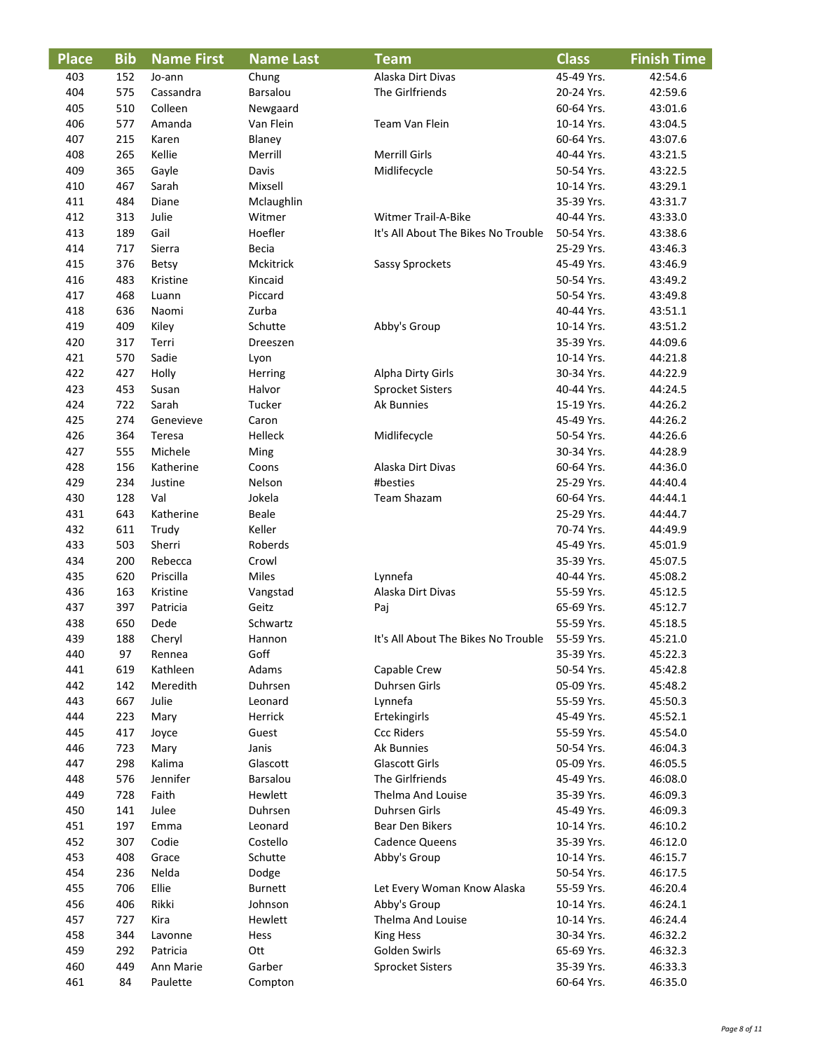| Place | Bib | Name First | Name Last | Team | Class | Finish Time |
|---|---|---|---|---|---|---|
| 403 | 152 | Jo-ann | Chung | Alaska Dirt Divas | 45-49 Yrs. | 42:54.6 |
| 404 | 575 | Cassandra | Barsalou | The Girlfriends | 20-24 Yrs. | 42:59.6 |
| 405 | 510 | Colleen | Newgaard | | 60-64 Yrs. | 43:01.6 |
| 406 | 577 | Amanda | Van Flein | Team Van Flein | 10-14 Yrs. | 43:04.5 |
| 407 | 215 | Karen | Blaney | | 60-64 Yrs. | 43:07.6 |
| 408 | 265 | Kellie | Merrill | Merrill Girls | 40-44 Yrs. | 43:21.5 |
| 409 | 365 | Gayle | Davis | Midlifecycle | 50-54 Yrs. | 43:22.5 |
| 410 | 467 | Sarah | Mixsell | | 10-14 Yrs. | 43:29.1 |
| 411 | 484 | Diane | Mclaughlin | | 35-39 Yrs. | 43:31.7 |
| 412 | 313 | Julie | Witmer | Witmer Trail-A-Bike | 40-44 Yrs. | 43:33.0 |
| 413 | 189 | Gail | Hoefler | It's All About The Bikes No Trouble | 50-54 Yrs. | 43:38.6 |
| 414 | 717 | Sierra | Becia | | 25-29 Yrs. | 43:46.3 |
| 415 | 376 | Betsy | Mckitrick | Sassy Sprockets | 45-49 Yrs. | 43:46.9 |
| 416 | 483 | Kristine | Kincaid | | 50-54 Yrs. | 43:49.2 |
| 417 | 468 | Luann | Piccard | | 50-54 Yrs. | 43:49.8 |
| 418 | 636 | Naomi | Zurba | | 40-44 Yrs. | 43:51.1 |
| 419 | 409 | Kiley | Schutte | Abby's Group | 10-14 Yrs. | 43:51.2 |
| 420 | 317 | Terri | Dreeszen | | 35-39 Yrs. | 44:09.6 |
| 421 | 570 | Sadie | Lyon | | 10-14 Yrs. | 44:21.8 |
| 422 | 427 | Holly | Herring | Alpha Dirty Girls | 30-34 Yrs. | 44:22.9 |
| 423 | 453 | Susan | Halvor | Sprocket Sisters | 40-44 Yrs. | 44:24.5 |
| 424 | 722 | Sarah | Tucker | Ak Bunnies | 15-19 Yrs. | 44:26.2 |
| 425 | 274 | Genevieve | Caron | | 45-49 Yrs. | 44:26.2 |
| 426 | 364 | Teresa | Helleck | Midlifecycle | 50-54 Yrs. | 44:26.6 |
| 427 | 555 | Michele | Ming | | 30-34 Yrs. | 44:28.9 |
| 428 | 156 | Katherine | Coons | Alaska Dirt Divas | 60-64 Yrs. | 44:36.0 |
| 429 | 234 | Justine | Nelson | #besties | 25-29 Yrs. | 44:40.4 |
| 430 | 128 | Val | Jokela | Team Shazam | 60-64 Yrs. | 44:44.1 |
| 431 | 643 | Katherine | Beale | | 25-29 Yrs. | 44:44.7 |
| 432 | 611 | Trudy | Keller | | 70-74 Yrs. | 44:49.9 |
| 433 | 503 | Sherri | Roberds | | 45-49 Yrs. | 45:01.9 |
| 434 | 200 | Rebecca | Crowl | | 35-39 Yrs. | 45:07.5 |
| 435 | 620 | Priscilla | Miles | Lynnefa | 40-44 Yrs. | 45:08.2 |
| 436 | 163 | Kristine | Vangstad | Alaska Dirt Divas | 55-59 Yrs. | 45:12.5 |
| 437 | 397 | Patricia | Geitz | Paj | 65-69 Yrs. | 45:12.7 |
| 438 | 650 | Dede | Schwartz | | 55-59 Yrs. | 45:18.5 |
| 439 | 188 | Cheryl | Hannon | It's All About The Bikes No Trouble | 55-59 Yrs. | 45:21.0 |
| 440 | 97 | Rennea | Goff | | 35-39 Yrs. | 45:22.3 |
| 441 | 619 | Kathleen | Adams | Capable Crew | 50-54 Yrs. | 45:42.8 |
| 442 | 142 | Meredith | Duhrsen | Duhrsen Girls | 05-09 Yrs. | 45:48.2 |
| 443 | 667 | Julie | Leonard | Lynnefa | 55-59 Yrs. | 45:50.3 |
| 444 | 223 | Mary | Herrick | Ertekingirls | 45-49 Yrs. | 45:52.1 |
| 445 | 417 | Joyce | Guest | Ccc Riders | 55-59 Yrs. | 45:54.0 |
| 446 | 723 | Mary | Janis | Ak Bunnies | 50-54 Yrs. | 46:04.3 |
| 447 | 298 | Kalima | Glascott | Glascott Girls | 05-09 Yrs. | 46:05.5 |
| 448 | 576 | Jennifer | Barsalou | The Girlfriends | 45-49 Yrs. | 46:08.0 |
| 449 | 728 | Faith | Hewlett | Thelma And Louise | 35-39 Yrs. | 46:09.3 |
| 450 | 141 | Julee | Duhrsen | Duhrsen Girls | 45-49 Yrs. | 46:09.3 |
| 451 | 197 | Emma | Leonard | Bear Den Bikers | 10-14 Yrs. | 46:10.2 |
| 452 | 307 | Codie | Costello | Cadence Queens | 35-39 Yrs. | 46:12.0 |
| 453 | 408 | Grace | Schutte | Abby's Group | 10-14 Yrs. | 46:15.7 |
| 454 | 236 | Nelda | Dodge | | 50-54 Yrs. | 46:17.5 |
| 455 | 706 | Ellie | Burnett | Let Every Woman Know Alaska | 55-59 Yrs. | 46:20.4 |
| 456 | 406 | Rikki | Johnson | Abby's Group | 10-14 Yrs. | 46:24.1 |
| 457 | 727 | Kira | Hewlett | Thelma And Louise | 10-14 Yrs. | 46:24.4 |
| 458 | 344 | Lavonne | Hess | King Hess | 30-34 Yrs. | 46:32.2 |
| 459 | 292 | Patricia | Ott | Golden Swirls | 65-69 Yrs. | 46:32.3 |
| 460 | 449 | Ann Marie | Garber | Sprocket Sisters | 35-39 Yrs. | 46:33.3 |
| 461 | 84 | Paulette | Compton | | 60-64 Yrs. | 46:35.0 |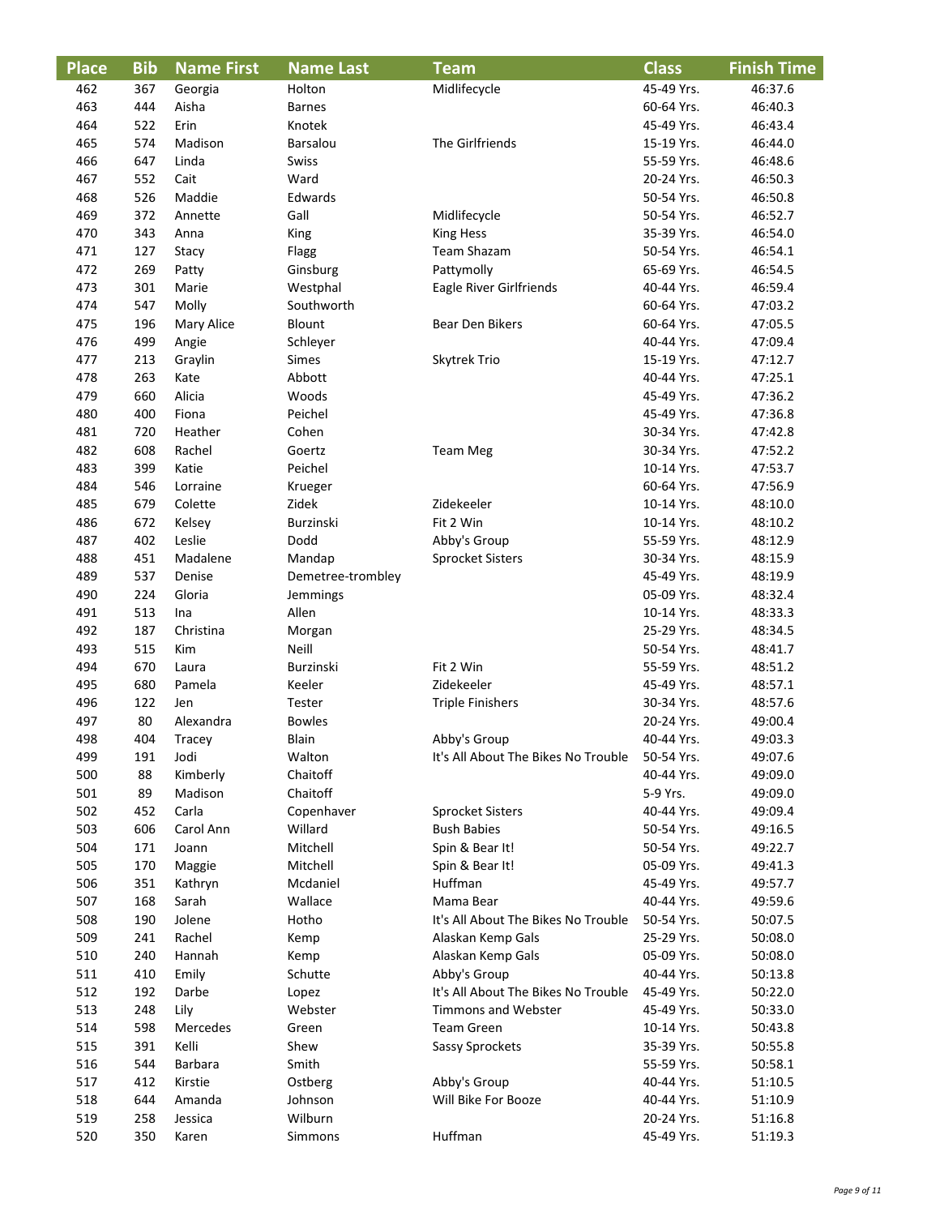| Place | Bib | Name First | Name Last | Team | Class | Finish Time |
|---|---|---|---|---|---|---|
| 462 | 367 | Georgia | Holton | Midlifecycle | 45-49 Yrs. | 46:37.6 |
| 463 | 444 | Aisha | Barnes | | 60-64 Yrs. | 46:40.3 |
| 464 | 522 | Erin | Knotek | | 45-49 Yrs. | 46:43.4 |
| 465 | 574 | Madison | Barsalou | The Girlfriends | 15-19 Yrs. | 46:44.0 |
| 466 | 647 | Linda | Swiss | | 55-59 Yrs. | 46:48.6 |
| 467 | 552 | Cait | Ward | | 20-24 Yrs. | 46:50.3 |
| 468 | 526 | Maddie | Edwards | | 50-54 Yrs. | 46:50.8 |
| 469 | 372 | Annette | Gall | Midlifecycle | 50-54 Yrs. | 46:52.7 |
| 470 | 343 | Anna | King | King Hess | 35-39 Yrs. | 46:54.0 |
| 471 | 127 | Stacy | Flagg | Team Shazam | 50-54 Yrs. | 46:54.1 |
| 472 | 269 | Patty | Ginsburg | Pattymolly | 65-69 Yrs. | 46:54.5 |
| 473 | 301 | Marie | Westphal | Eagle River Girlfriends | 40-44 Yrs. | 46:59.4 |
| 474 | 547 | Molly | Southworth | | 60-64 Yrs. | 47:03.2 |
| 475 | 196 | Mary Alice | Blount | Bear Den Bikers | 60-64 Yrs. | 47:05.5 |
| 476 | 499 | Angie | Schleyer | | 40-44 Yrs. | 47:09.4 |
| 477 | 213 | Graylin | Simes | Skytrek Trio | 15-19 Yrs. | 47:12.7 |
| 478 | 263 | Kate | Abbott | | 40-44 Yrs. | 47:25.1 |
| 479 | 660 | Alicia | Woods | | 45-49 Yrs. | 47:36.2 |
| 480 | 400 | Fiona | Peichel | | 45-49 Yrs. | 47:36.8 |
| 481 | 720 | Heather | Cohen | | 30-34 Yrs. | 47:42.8 |
| 482 | 608 | Rachel | Goertz | Team Meg | 30-34 Yrs. | 47:52.2 |
| 483 | 399 | Katie | Peichel | | 10-14 Yrs. | 47:53.7 |
| 484 | 546 | Lorraine | Krueger | | 60-64 Yrs. | 47:56.9 |
| 485 | 679 | Colette | Zidek | Zidekeeler | 10-14 Yrs. | 48:10.0 |
| 486 | 672 | Kelsey | Burzinski | Fit 2 Win | 10-14 Yrs. | 48:10.2 |
| 487 | 402 | Leslie | Dodd | Abby's Group | 55-59 Yrs. | 48:12.9 |
| 488 | 451 | Madalene | Mandap | Sprocket Sisters | 30-34 Yrs. | 48:15.9 |
| 489 | 537 | Denise | Demetree-trombley | | 45-49 Yrs. | 48:19.9 |
| 490 | 224 | Gloria | Jemmings | | 05-09 Yrs. | 48:32.4 |
| 491 | 513 | Ina | Allen | | 10-14 Yrs. | 48:33.3 |
| 492 | 187 | Christina | Morgan | | 25-29 Yrs. | 48:34.5 |
| 493 | 515 | Kim | Neill | | 50-54 Yrs. | 48:41.7 |
| 494 | 670 | Laura | Burzinski | Fit 2 Win | 55-59 Yrs. | 48:51.2 |
| 495 | 680 | Pamela | Keeler | Zidekeeler | 45-49 Yrs. | 48:57.1 |
| 496 | 122 | Jen | Tester | Triple Finishers | 30-34 Yrs. | 48:57.6 |
| 497 | 80 | Alexandra | Bowles | | 20-24 Yrs. | 49:00.4 |
| 498 | 404 | Tracey | Blain | Abby's Group | 40-44 Yrs. | 49:03.3 |
| 499 | 191 | Jodi | Walton | It's All About The Bikes No Trouble | 50-54 Yrs. | 49:07.6 |
| 500 | 88 | Kimberly | Chaitoff | | 40-44 Yrs. | 49:09.0 |
| 501 | 89 | Madison | Chaitoff | | 5-9 Yrs. | 49:09.0 |
| 502 | 452 | Carla | Copenhaver | Sprocket Sisters | 40-44 Yrs. | 49:09.4 |
| 503 | 606 | Carol Ann | Willard | Bush Babies | 50-54 Yrs. | 49:16.5 |
| 504 | 171 | Joann | Mitchell | Spin & Bear It! | 50-54 Yrs. | 49:22.7 |
| 505 | 170 | Maggie | Mitchell | Spin & Bear It! | 05-09 Yrs. | 49:41.3 |
| 506 | 351 | Kathryn | Mcdaniel | Huffman | 45-49 Yrs. | 49:57.7 |
| 507 | 168 | Sarah | Wallace | Mama Bear | 40-44 Yrs. | 49:59.6 |
| 508 | 190 | Jolene | Hotho | It's All About The Bikes No Trouble | 50-54 Yrs. | 50:07.5 |
| 509 | 241 | Rachel | Kemp | Alaskan Kemp Gals | 25-29 Yrs. | 50:08.0 |
| 510 | 240 | Hannah | Kemp | Alaskan Kemp Gals | 05-09 Yrs. | 50:08.0 |
| 511 | 410 | Emily | Schutte | Abby's Group | 40-44 Yrs. | 50:13.8 |
| 512 | 192 | Darbe | Lopez | It's All About The Bikes No Trouble | 45-49 Yrs. | 50:22.0 |
| 513 | 248 | Lily | Webster | Timmons and Webster | 45-49 Yrs. | 50:33.0 |
| 514 | 598 | Mercedes | Green | Team Green | 10-14 Yrs. | 50:43.8 |
| 515 | 391 | Kelli | Shew | Sassy Sprockets | 35-39 Yrs. | 50:55.8 |
| 516 | 544 | Barbara | Smith | | 55-59 Yrs. | 50:58.1 |
| 517 | 412 | Kirstie | Ostberg | Abby's Group | 40-44 Yrs. | 51:10.5 |
| 518 | 644 | Amanda | Johnson | Will Bike For Booze | 40-44 Yrs. | 51:10.9 |
| 519 | 258 | Jessica | Wilburn | | 20-24 Yrs. | 51:16.8 |
| 520 | 350 | Karen | Simmons | Huffman | 45-49 Yrs. | 51:19.3 |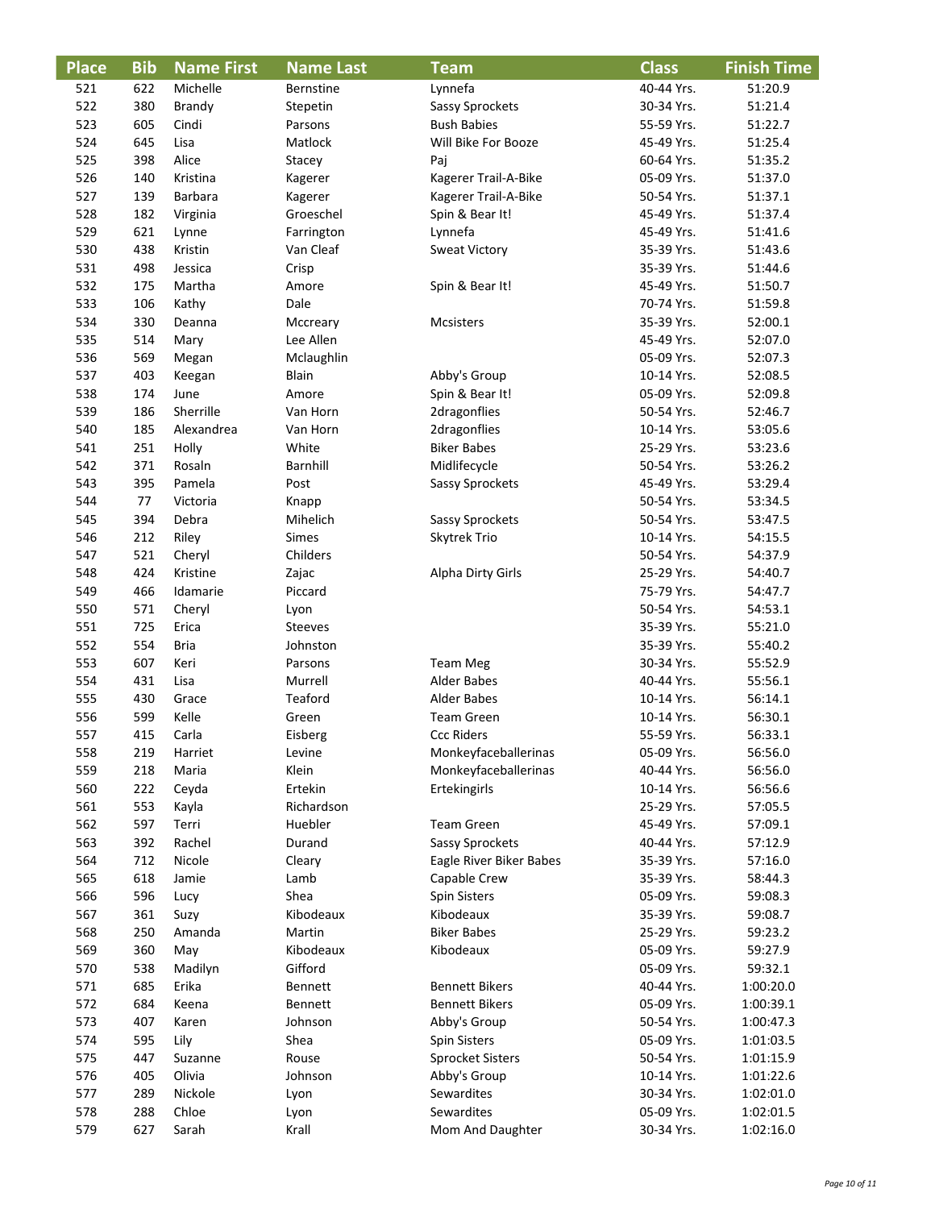| Place | Bib | Name First | Name Last | Team | Class | Finish Time |
|---|---|---|---|---|---|---|
| 521 | 622 | Michelle | Bernstine | Lynnefa | 40-44 Yrs. | 51:20.9 |
| 522 | 380 | Brandy | Stepetin | Sassy Sprockets | 30-34 Yrs. | 51:21.4 |
| 523 | 605 | Cindi | Parsons | Bush Babies | 55-59 Yrs. | 51:22.7 |
| 524 | 645 | Lisa | Matlock | Will Bike For Booze | 45-49 Yrs. | 51:25.4 |
| 525 | 398 | Alice | Stacey | Paj | 60-64 Yrs. | 51:35.2 |
| 526 | 140 | Kristina | Kagerer | Kagerer Trail-A-Bike | 05-09 Yrs. | 51:37.0 |
| 527 | 139 | Barbara | Kagerer | Kagerer Trail-A-Bike | 50-54 Yrs. | 51:37.1 |
| 528 | 182 | Virginia | Groeschel | Spin & Bear It! | 45-49 Yrs. | 51:37.4 |
| 529 | 621 | Lynne | Farrington | Lynnefa | 45-49 Yrs. | 51:41.6 |
| 530 | 438 | Kristin | Van Cleaf | Sweat Victory | 35-39 Yrs. | 51:43.6 |
| 531 | 498 | Jessica | Crisp | | 35-39 Yrs. | 51:44.6 |
| 532 | 175 | Martha | Amore | Spin & Bear It! | 45-49 Yrs. | 51:50.7 |
| 533 | 106 | Kathy | Dale | | 70-74 Yrs. | 51:59.8 |
| 534 | 330 | Deanna | Mccreary | Mcsisters | 35-39 Yrs. | 52:00.1 |
| 535 | 514 | Mary | Lee Allen | | 45-49 Yrs. | 52:07.0 |
| 536 | 569 | Megan | Mclaughlin | | 05-09 Yrs. | 52:07.3 |
| 537 | 403 | Keegan | Blain | Abby's Group | 10-14 Yrs. | 52:08.5 |
| 538 | 174 | June | Amore | Spin & Bear It! | 05-09 Yrs. | 52:09.8 |
| 539 | 186 | Sherrille | Van Horn | 2dragonflies | 50-54 Yrs. | 52:46.7 |
| 540 | 185 | Alexandrea | Van Horn | 2dragonflies | 10-14 Yrs. | 53:05.6 |
| 541 | 251 | Holly | White | Biker Babes | 25-29 Yrs. | 53:23.6 |
| 542 | 371 | Rosaln | Barnhill | Midlifecycle | 50-54 Yrs. | 53:26.2 |
| 543 | 395 | Pamela | Post | Sassy Sprockets | 45-49 Yrs. | 53:29.4 |
| 544 | 77 | Victoria | Knapp | | 50-54 Yrs. | 53:34.5 |
| 545 | 394 | Debra | Mihelich | Sassy Sprockets | 50-54 Yrs. | 53:47.5 |
| 546 | 212 | Riley | Simes | Skytrek Trio | 10-14 Yrs. | 54:15.5 |
| 547 | 521 | Cheryl | Childers | | 50-54 Yrs. | 54:37.9 |
| 548 | 424 | Kristine | Zajac | Alpha Dirty Girls | 25-29 Yrs. | 54:40.7 |
| 549 | 466 | Idamarie | Piccard | | 75-79 Yrs. | 54:47.7 |
| 550 | 571 | Cheryl | Lyon | | 50-54 Yrs. | 54:53.1 |
| 551 | 725 | Erica | Steeves | | 35-39 Yrs. | 55:21.0 |
| 552 | 554 | Bria | Johnston | | 35-39 Yrs. | 55:40.2 |
| 553 | 607 | Keri | Parsons | Team Meg | 30-34 Yrs. | 55:52.9 |
| 554 | 431 | Lisa | Murrell | Alder Babes | 40-44 Yrs. | 55:56.1 |
| 555 | 430 | Grace | Teaford | Alder Babes | 10-14 Yrs. | 56:14.1 |
| 556 | 599 | Kelle | Green | Team Green | 10-14 Yrs. | 56:30.1 |
| 557 | 415 | Carla | Eisberg | Ccc Riders | 55-59 Yrs. | 56:33.1 |
| 558 | 219 | Harriet | Levine | Monkeyfaceballerinas | 05-09 Yrs. | 56:56.0 |
| 559 | 218 | Maria | Klein | Monkeyfaceballerinas | 40-44 Yrs. | 56:56.0 |
| 560 | 222 | Ceyda | Ertekin | Ertekingirls | 10-14 Yrs. | 56:56.6 |
| 561 | 553 | Kayla | Richardson | | 25-29 Yrs. | 57:05.5 |
| 562 | 597 | Terri | Huebler | Team Green | 45-49 Yrs. | 57:09.1 |
| 563 | 392 | Rachel | Durand | Sassy Sprockets | 40-44 Yrs. | 57:12.9 |
| 564 | 712 | Nicole | Cleary | Eagle River Biker Babes | 35-39 Yrs. | 57:16.0 |
| 565 | 618 | Jamie | Lamb | Capable Crew | 35-39 Yrs. | 58:44.3 |
| 566 | 596 | Lucy | Shea | Spin Sisters | 05-09 Yrs. | 59:08.3 |
| 567 | 361 | Suzy | Kibodeaux | Kibodeaux | 35-39 Yrs. | 59:08.7 |
| 568 | 250 | Amanda | Martin | Biker Babes | 25-29 Yrs. | 59:23.2 |
| 569 | 360 | May | Kibodeaux | Kibodeaux | 05-09 Yrs. | 59:27.9 |
| 570 | 538 | Madilyn | Gifford | | 05-09 Yrs. | 59:32.1 |
| 571 | 685 | Erika | Bennett | Bennett Bikers | 40-44 Yrs. | 1:00:20.0 |
| 572 | 684 | Keena | Bennett | Bennett Bikers | 05-09 Yrs. | 1:00:39.1 |
| 573 | 407 | Karen | Johnson | Abby's Group | 50-54 Yrs. | 1:00:47.3 |
| 574 | 595 | Lily | Shea | Spin Sisters | 05-09 Yrs. | 1:01:03.5 |
| 575 | 447 | Suzanne | Rouse | Sprocket Sisters | 50-54 Yrs. | 1:01:15.9 |
| 576 | 405 | Olivia | Johnson | Abby's Group | 10-14 Yrs. | 1:01:22.6 |
| 577 | 289 | Nickole | Lyon | Sewardites | 30-34 Yrs. | 1:02:01.0 |
| 578 | 288 | Chloe | Lyon | Sewardites | 05-09 Yrs. | 1:02:01.5 |
| 579 | 627 | Sarah | Krall | Mom And Daughter | 30-34 Yrs. | 1:02:16.0 |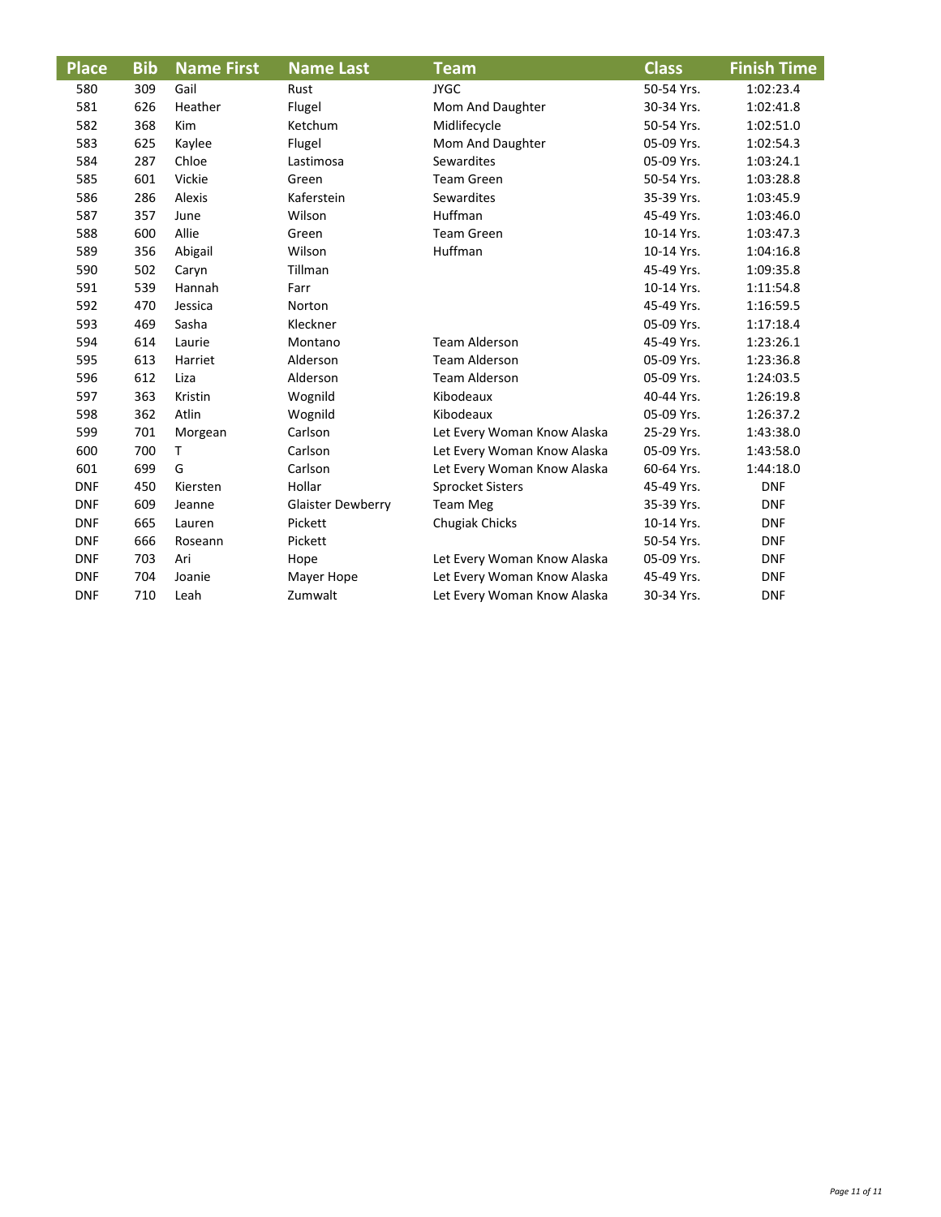| Place | Bib | Name First | Name Last | Team | Class | Finish Time |
|---|---|---|---|---|---|---|
| 580 | 309 | Gail | Rust | JYGC | 50-54 Yrs. | 1:02:23.4 |
| 581 | 626 | Heather | Flugel | Mom And Daughter | 30-34 Yrs. | 1:02:41.8 |
| 582 | 368 | Kim | Ketchum | Midlifecycle | 50-54 Yrs. | 1:02:51.0 |
| 583 | 625 | Kaylee | Flugel | Mom And Daughter | 05-09 Yrs. | 1:02:54.3 |
| 584 | 287 | Chloe | Lastimosa | Sewardites | 05-09 Yrs. | 1:03:24.1 |
| 585 | 601 | Vickie | Green | Team Green | 50-54 Yrs. | 1:03:28.8 |
| 586 | 286 | Alexis | Kaferstein | Sewardites | 35-39 Yrs. | 1:03:45.9 |
| 587 | 357 | June | Wilson | Huffman | 45-49 Yrs. | 1:03:46.0 |
| 588 | 600 | Allie | Green | Team Green | 10-14 Yrs. | 1:03:47.3 |
| 589 | 356 | Abigail | Wilson | Huffman | 10-14 Yrs. | 1:04:16.8 |
| 590 | 502 | Caryn | Tillman | | 45-49 Yrs. | 1:09:35.8 |
| 591 | 539 | Hannah | Farr | | 10-14 Yrs. | 1:11:54.8 |
| 592 | 470 | Jessica | Norton | | 45-49 Yrs. | 1:16:59.5 |
| 593 | 469 | Sasha | Kleckner | | 05-09 Yrs. | 1:17:18.4 |
| 594 | 614 | Laurie | Montano | Team Alderson | 45-49 Yrs. | 1:23:26.1 |
| 595 | 613 | Harriet | Alderson | Team Alderson | 05-09 Yrs. | 1:23:36.8 |
| 596 | 612 | Liza | Alderson | Team Alderson | 05-09 Yrs. | 1:24:03.5 |
| 597 | 363 | Kristin | Wognild | Kibodeaux | 40-44 Yrs. | 1:26:19.8 |
| 598 | 362 | Atlin | Wognild | Kibodeaux | 05-09 Yrs. | 1:26:37.2 |
| 599 | 701 | Morgean | Carlson | Let Every Woman Know Alaska | 25-29 Yrs. | 1:43:38.0 |
| 600 | 700 | T | Carlson | Let Every Woman Know Alaska | 05-09 Yrs. | 1:43:58.0 |
| 601 | 699 | G | Carlson | Let Every Woman Know Alaska | 60-64 Yrs. | 1:44:18.0 |
| DNF | 450 | Kiersten | Hollar | Sprocket Sisters | 45-49 Yrs. | DNF |
| DNF | 609 | Jeanne | Glaister Dewberry | Team Meg | 35-39 Yrs. | DNF |
| DNF | 665 | Lauren | Pickett | Chugiak Chicks | 10-14 Yrs. | DNF |
| DNF | 666 | Roseann | Pickett | | 50-54 Yrs. | DNF |
| DNF | 703 | Ari | Hope | Let Every Woman Know Alaska | 05-09 Yrs. | DNF |
| DNF | 704 | Joanie | Mayer Hope | Let Every Woman Know Alaska | 45-49 Yrs. | DNF |
| DNF | 710 | Leah | Zumwalt | Let Every Woman Know Alaska | 30-34 Yrs. | DNF |